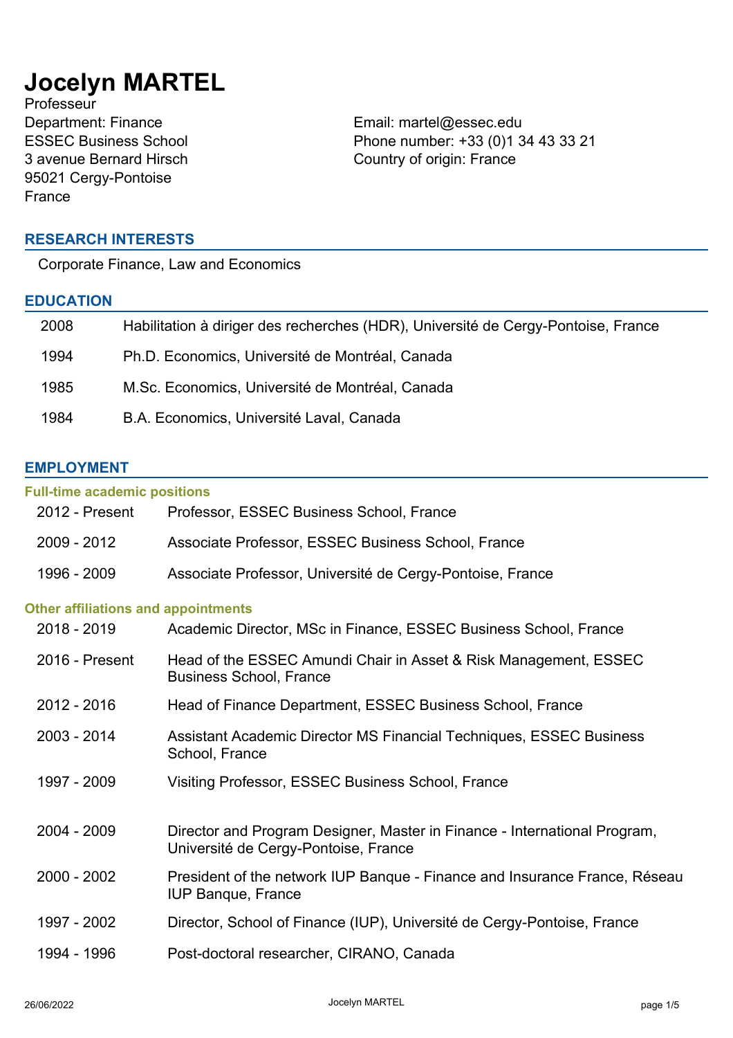# Jocelyn MARTEL

Professeur
Department: Finance
ESSEC Business School
3 avenue Bernard Hirsch
95021 Cergy-Pontoise
France

Email: martel@essec.edu
Phone number: +33 (0)1 34 43 33 21
Country of origin: France

## RESEARCH INTERESTS

Corporate Finance, Law and Economics

## EDUCATION

| | |
|---|---|
| 2008 | Habilitation à diriger des recherches (HDR), Université de Cergy-Pontoise, France |
| 1994 | Ph.D. Economics, Université de Montréal, Canada |
| 1985 | M.Sc. Economics, Université de Montréal, Canada |
| 1984 | B.A. Economics, Université Laval, Canada |

## EMPLOYMENT

### Full-time academic positions

| | |
|---|---|
| 2012 - Present | Professor, ESSEC Business School, France |
| 2009 - 2012 | Associate Professor, ESSEC Business School, France |
| 1996 - 2009 | Associate Professor, Université de Cergy-Pontoise, France |

### Other affiliations and appointments

| | |
|---|---|
| 2018 - 2019 | Academic Director, MSc in Finance, ESSEC Business School, France |
| 2016 - Present | Head of the ESSEC Amundi Chair in Asset & Risk Management, ESSEC Business School, France |
| 2012 - 2016 | Head of Finance Department, ESSEC Business School, France |
| 2003 - 2014 | Assistant Academic Director MS Financial Techniques, ESSEC Business School, France |
| 1997 - 2009 | Visiting Professor, ESSEC Business School, France |
| 2004 - 2009 | Director and Program Designer, Master in Finance - International Program, Université de Cergy-Pontoise, France |
| 2000 - 2002 | President of the network IUP Banque - Finance and Insurance France, Réseau IUP Banque, France |
| 1997 - 2002 | Director, School of Finance (IUP), Université de Cergy-Pontoise, France |
| 1994 - 1996 | Post-doctoral researcher, CIRANO, Canada |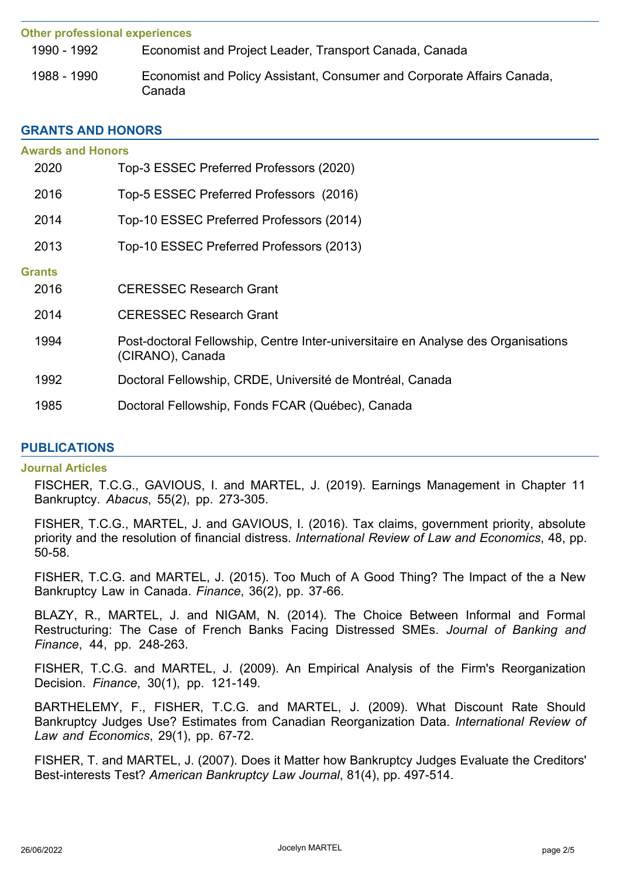### Other professional experiences

| | |
|---|---|
| 1990 - 1992 | Economist and Project Leader, Transport Canada, Canada |
| 1988 - 1990 | Economist and Policy Assistant, Consumer and Corporate Affairs Canada, Canada |

## GRANTS AND HONORS

### Awards and Honors

| | |
|---|---|
| 2020 | Top-3 ESSEC Preferred Professors (2020) |
| 2016 | Top-5 ESSEC Preferred Professors (2016) |
| 2014 | Top-10 ESSEC Preferred Professors (2014) |
| 2013 | Top-10 ESSEC Preferred Professors (2013) |

### Grants

| | |
|---|---|
| 2016 | CERESSEC Research Grant |
| 2014 | CERESSEC Research Grant |
| 1994 | Post-doctoral Fellowship, Centre Inter-universitaire en Analyse des Organisations (CIRANO), Canada |
| 1992 | Doctoral Fellowship, CRDE, Université de Montréal, Canada |
| 1985 | Doctoral Fellowship, Fonds FCAR (Québec), Canada |

## PUBLICATIONS

### Journal Articles

FISCHER, T.C.G., GAVIOUS, I. and MARTEL, J. (2019). Earnings Management in Chapter 11 Bankruptcy. *Abacus*, 55(2), pp. 273-305.

FISHER, T.C.G., MARTEL, J. and GAVIOUS, I. (2016). Tax claims, government priority, absolute priority and the resolution of financial distress. *International Review of Law and Economics*, 48, pp. 50-58.

FISHER, T.C.G. and MARTEL, J. (2015). Too Much of A Good Thing? The Impact of the a New Bankruptcy Law in Canada. *Finance*, 36(2), pp. 37-66.

BLAZY, R., MARTEL, J. and NIGAM, N. (2014). The Choice Between Informal and Formal Restructuring: The Case of French Banks Facing Distressed SMEs. *Journal of Banking and Finance*, 44, pp. 248-263.

FISHER, T.C.G. and MARTEL, J. (2009). An Empirical Analysis of the Firm's Reorganization Decision. *Finance*, 30(1), pp. 121-149.

BARTHELEMY, F., FISHER, T.C.G. and MARTEL, J. (2009). What Discount Rate Should Bankruptcy Judges Use? Estimates from Canadian Reorganization Data. *International Review of Law and Economics*, 29(1), pp. 67-72.

FISHER, T. and MARTEL, J. (2007). Does it Matter how Bankruptcy Judges Evaluate the Creditors' Best-interests Test? *American Bankruptcy Law Journal*, 81(4), pp. 497-514.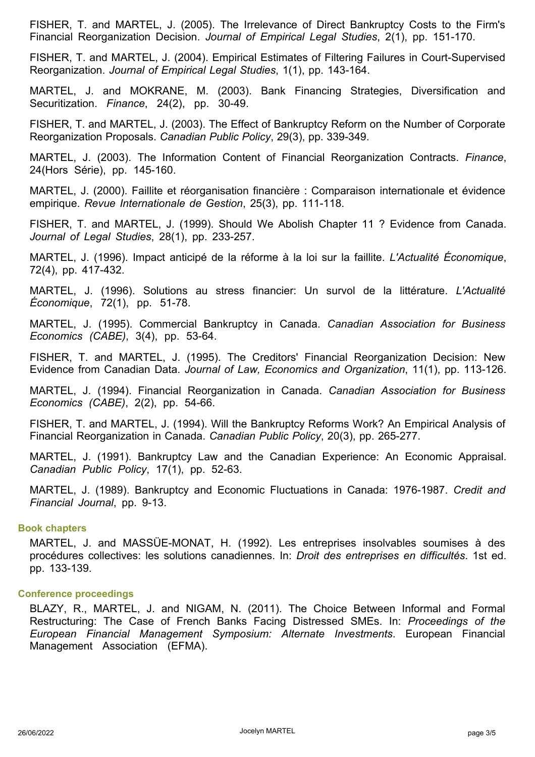FISHER, T. and MARTEL, J. (2005). The Irrelevance of Direct Bankruptcy Costs to the Firm's Financial Reorganization Decision. *Journal of Empirical Legal Studies*, 2(1), pp. 151-170.

FISHER, T. and MARTEL, J. (2004). Empirical Estimates of Filtering Failures in Court-Supervised Reorganization. *Journal of Empirical Legal Studies*, 1(1), pp. 143-164.

MARTEL, J. and MOKRANE, M. (2003). Bank Financing Strategies, Diversification and Securitization. *Finance*, 24(2), pp. 30-49.

FISHER, T. and MARTEL, J. (2003). The Effect of Bankruptcy Reform on the Number of Corporate Reorganization Proposals. *Canadian Public Policy*, 29(3), pp. 339-349.

MARTEL, J. (2003). The Information Content of Financial Reorganization Contracts. *Finance*, 24(Hors Série), pp. 145-160.

MARTEL, J. (2000). Faillite et réorganisation financière : Comparaison internationale et évidence empirique. *Revue Internationale de Gestion*, 25(3), pp. 111-118.

FISHER, T. and MARTEL, J. (1999). Should We Abolish Chapter 11 ? Evidence from Canada. *Journal of Legal Studies*, 28(1), pp. 233-257.

MARTEL, J. (1996). Impact anticipé de la réforme à la loi sur la faillite. *L'Actualité Économique*, 72(4), pp. 417-432.

MARTEL, J. (1996). Solutions au stress financier: Un survol de la littérature. *L'Actualité Économique*, 72(1), pp. 51-78.

MARTEL, J. (1995). Commercial Bankruptcy in Canada. *Canadian Association for Business Economics (CABE)*, 3(4), pp. 53-64.

FISHER, T. and MARTEL, J. (1995). The Creditors' Financial Reorganization Decision: New Evidence from Canadian Data. *Journal of Law, Economics and Organization*, 11(1), pp. 113-126.

MARTEL, J. (1994). Financial Reorganization in Canada. *Canadian Association for Business Economics (CABE)*, 2(2), pp. 54-66.

FISHER, T. and MARTEL, J. (1994). Will the Bankruptcy Reforms Work? An Empirical Analysis of Financial Reorganization in Canada. *Canadian Public Policy*, 20(3), pp. 265-277.

MARTEL, J. (1991). Bankruptcy Law and the Canadian Experience: An Economic Appraisal. *Canadian Public Policy*, 17(1), pp. 52-63.

MARTEL, J. (1989). Bankruptcy and Economic Fluctuations in Canada: 1976-1987. *Credit and Financial Journal*, pp. 9-13.

### Book chapters

MARTEL, J. and MASSÜE-MONAT, H. (1992). Les entreprises insolvables soumises à des procédures collectives: les solutions canadiennes. In: *Droit des entreprises en difficultés*. 1st ed. pp. 133-139.

### Conference proceedings

BLAZY, R., MARTEL, J. and NIGAM, N. (2011). The Choice Between Informal and Formal Restructuring: The Case of French Banks Facing Distressed SMEs. In: *Proceedings of the European Financial Management Symposium: Alternate Investments*. European Financial Management Association (EFMA).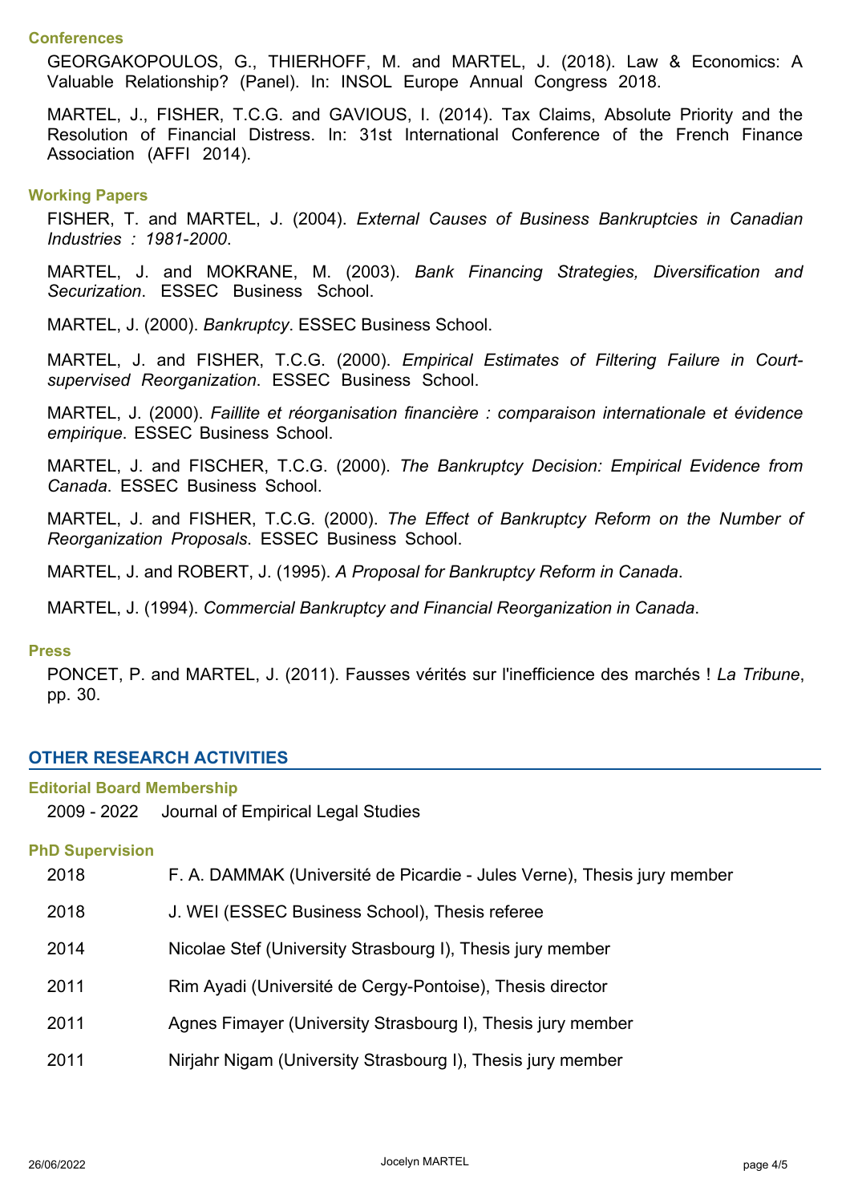### Conferences

GEORGAKOPOULOS, G., THIERHOFF, M. and MARTEL, J. (2018). Law & Economics: A Valuable Relationship? (Panel). In: INSOL Europe Annual Congress 2018.

MARTEL, J., FISHER, T.C.G. and GAVIOUS, I. (2014). Tax Claims, Absolute Priority and the Resolution of Financial Distress. In: 31st International Conference of the French Finance Association (AFFI 2014).

### Working Papers

FISHER, T. and MARTEL, J. (2004). *External Causes of Business Bankruptcies in Canadian Industries : 1981-2000*.

MARTEL, J. and MOKRANE, M. (2003). *Bank Financing Strategies, Diversification and Securization*. ESSEC Business School.

MARTEL, J. (2000). *Bankruptcy*. ESSEC Business School.

MARTEL, J. and FISHER, T.C.G. (2000). *Empirical Estimates of Filtering Failure in Court-supervised Reorganization*. ESSEC Business School.

MARTEL, J. (2000). *Faillite et réorganisation financière : comparaison internationale et évidence empirique*. ESSEC Business School.

MARTEL, J. and FISCHER, T.C.G. (2000). *The Bankruptcy Decision: Empirical Evidence from Canada*. ESSEC Business School.

MARTEL, J. and FISHER, T.C.G. (2000). *The Effect of Bankruptcy Reform on the Number of Reorganization Proposals*. ESSEC Business School.

MARTEL, J. and ROBERT, J. (1995). *A Proposal for Bankruptcy Reform in Canada*.

MARTEL, J. (1994). *Commercial Bankruptcy and Financial Reorganization in Canada*.

### Press

PONCET, P. and MARTEL, J. (2011). Fausses vérités sur l'inefficience des marchés ! *La Tribune*, pp. 30.

## OTHER RESEARCH ACTIVITIES

### Editorial Board Membership

2009 - 2022 Journal of Empirical Legal Studies

### PhD Supervision

| | |
|---|---|
| 2018 | F. A. DAMMAK (Université de Picardie - Jules Verne), Thesis jury member |
| 2018 | J. WEI (ESSEC Business School), Thesis referee |
| 2014 | Nicolae Stef (University Strasbourg I), Thesis jury member |
| 2011 | Rim Ayadi (Université de Cergy-Pontoise), Thesis director |
| 2011 | Agnes Fimayer (University Strasbourg I), Thesis jury member |
| 2011 | Nirjahr Nigam (University Strasbourg I), Thesis jury member |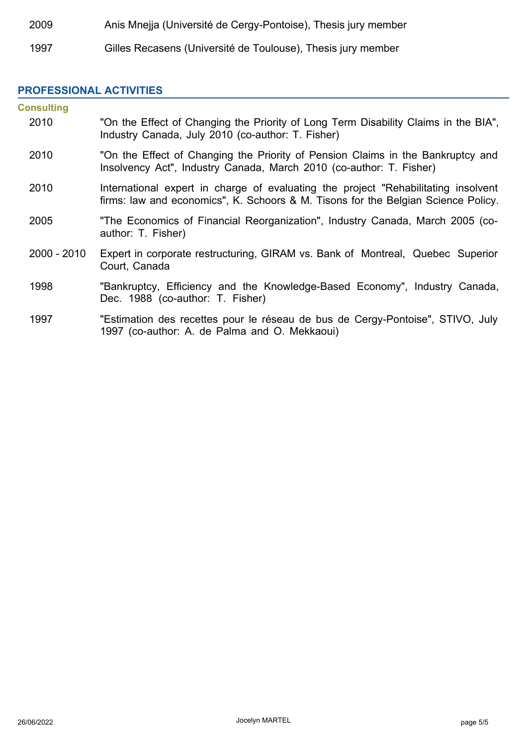| | |
|---|---|
| 2009 | Anis Mnejja (Université de Cergy-Pontoise), Thesis jury member |
| 1997 | Gilles Recasens (Université de Toulouse), Thesis jury member |

## PROFESSIONAL ACTIVITIES

### Consulting

| | |
|---|---|
| 2010 | "On the Effect of Changing the Priority of Long Term Disability Claims in the BIA", Industry Canada, July 2010 (co-author: T. Fisher) |
| 2010 | "On the Effect of Changing the Priority of Pension Claims in the Bankruptcy and Insolvency Act", Industry Canada, March 2010 (co-author: T. Fisher) |
| 2010 | International expert in charge of evaluating the project "Rehabilitating insolvent firms: law and economics", K. Schoors & M. Tisons for the Belgian Science Policy. |
| 2005 | "The Economics of Financial Reorganization", Industry Canada, March 2005 (co-author: T. Fisher) |
| 2000 - 2010 | Expert in corporate restructuring, GIRAM vs. Bank of Montreal, Quebec Superior Court, Canada |
| 1998 | "Bankruptcy, Efficiency and the Knowledge-Based Economy", Industry Canada, Dec. 1988 (co-author: T. Fisher) |
| 1997 | "Estimation des recettes pour le réseau de bus de Cergy-Pontoise", STIVO, July 1997 (co-author: A. de Palma and O. Mekkaoui) |